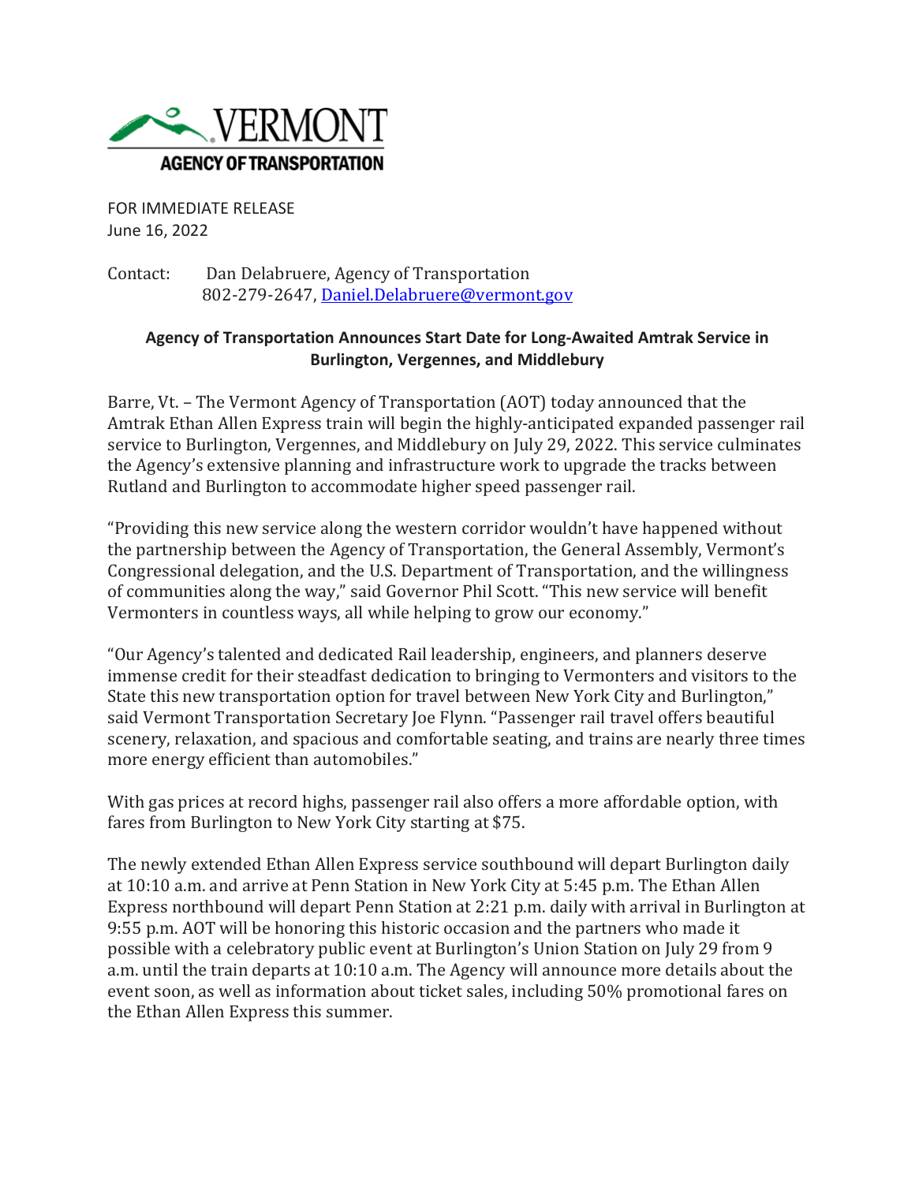VERMONT
AGENCY OF TRANSPORTATION

FOR IMMEDIATE RELEASE
June 16, 2022

Contact: Dan Delabruere, Agency of Transportation
802-279-2647, Daniel.Delabruere@vermont.gov

**Agency of Transportation Announces Start Date for Long-Awaited Amtrak Service in Burlington, Vergennes, and Middlebury**

Barre, Vt. – The Vermont Agency of Transportation (AOT) today announced that the Amtrak Ethan Allen Express train will begin the highly-anticipated expanded passenger rail service to Burlington, Vergennes, and Middlebury on July 29, 2022. This service culminates the Agency's extensive planning and infrastructure work to upgrade the tracks between Rutland and Burlington to accommodate higher speed passenger rail.

"Providing this new service along the western corridor wouldn't have happened without the partnership between the Agency of Transportation, the General Assembly, Vermont's Congressional delegation, and the U.S. Department of Transportation, and the willingness of communities along the way," said Governor Phil Scott. "This new service will benefit Vermonters in countless ways, all while helping to grow our economy."

"Our Agency's talented and dedicated Rail leadership, engineers, and planners deserve immense credit for their steadfast dedication to bringing to Vermonters and visitors to the State this new transportation option for travel between New York City and Burlington," said Vermont Transportation Secretary Joe Flynn. "Passenger rail travel offers beautiful scenery, relaxation, and spacious and comfortable seating, and trains are nearly three times more energy efficient than automobiles."

With gas prices at record highs, passenger rail also offers a more affordable option, with fares from Burlington to New York City starting at $75.

The newly extended Ethan Allen Express service southbound will depart Burlington daily at 10:10 a.m. and arrive at Penn Station in New York City at 5:45 p.m. The Ethan Allen Express northbound will depart Penn Station at 2:21 p.m. daily with arrival in Burlington at 9:55 p.m. AOT will be honoring this historic occasion and the partners who made it possible with a celebratory public event at Burlington's Union Station on July 29 from 9 a.m. until the train departs at 10:10 a.m. The Agency will announce more details about the event soon, as well as information about ticket sales, including 50% promotional fares on the Ethan Allen Express this summer.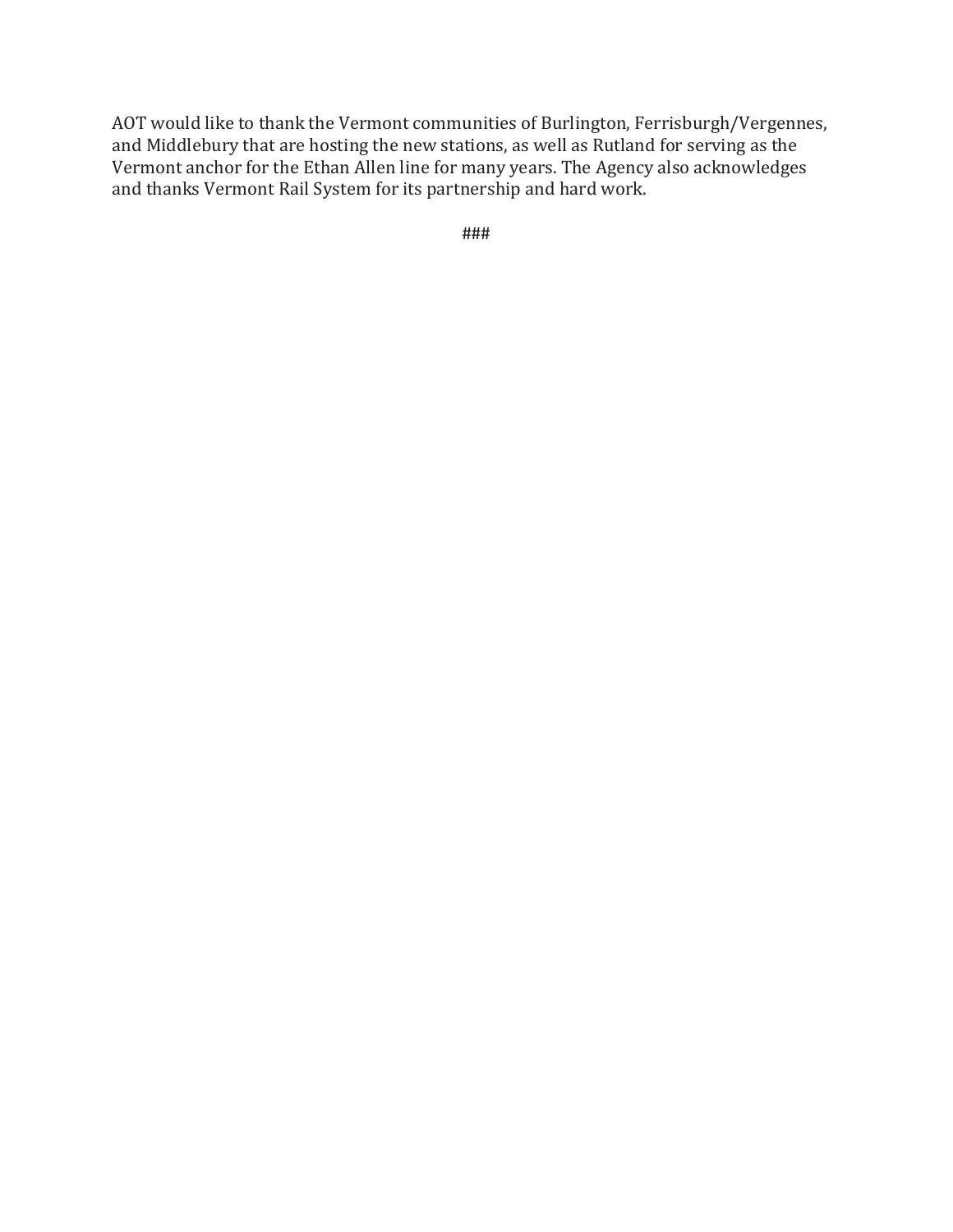AOT would like to thank the Vermont communities of Burlington, Ferrisburgh/Vergennes, and Middlebury that are hosting the new stations, as well as Rutland for serving as the Vermont anchor for the Ethan Allen line for many years. The Agency also acknowledges and thanks Vermont Rail System for its partnership and hard work.

###